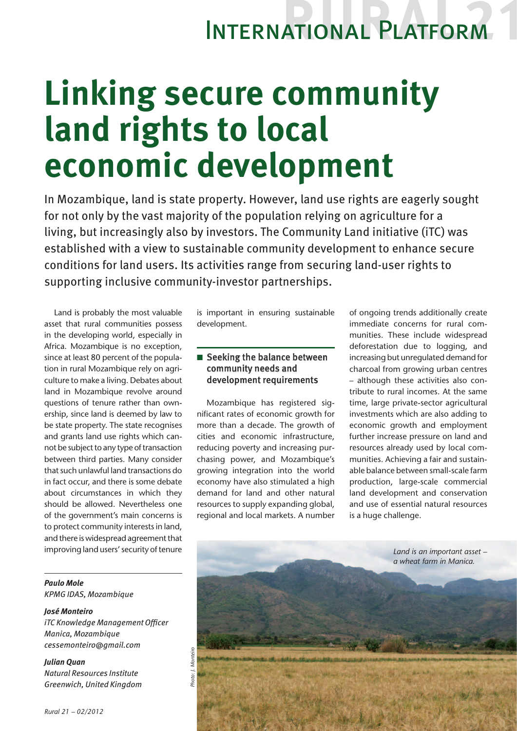# Linking secure community land rights to local economic development

In Mozambique, land is state property. However, land use rights are eagerly sought for not only by the vast majority of the population relying on agriculture for a living, but increasingly also by investors. The Community Land initiative (iTC) was established with a view to sustainable community development to enhance secure conditions for land users. Its activities range from securing land-user rights to supporting inclusive community-investor partnerships.

Land is probably the most valuable asset that rural communities possess in the developing world, especially in Africa. Mozambique is no exception, since at least 80 percent of the population in rural Mozambique rely on agriculture to make a living. Debates about land in Mozambique revolve around questions of tenure rather than ownership, since land is deemed by law to be state property. The state recognises and grants land use rights which cannot be subject to any type of transaction between third parties. Many consider that such unlawful land transactions do in fact occur, and there is some debate about circumstances in which they should be allowed. Nevertheless one of the government's main concerns is to protect community interests in land, and there is widespread agreement that improving land users' security of tenure is important in ensuring sustainable development.

**Paulo Mole**
*KPMG IDAS, Mozambique*

**José Monteiro**
*iTC Knowledge Management Officer*
*Manica, Mozambique*
*cessemonteiro@gmail.com*

**Julian Quan**
*Natural Resources Institute*
*Greenwich, United Kingdom*

## Seeking the balance between community needs and development requirements

Mozambique has registered significant rates of economic growth for more than a decade. The growth of cities and economic infrastructure, reducing poverty and increasing purchasing power, and Mozambique's growing integration into the world economy have also stimulated a high demand for land and other natural resources to supply expanding global, regional and local markets. A number of ongoing trends additionally create immediate concerns for rural communities. These include widespread deforestation due to logging, and increasing but unregulated demand for charcoal from growing urban centres – although these activities also contribute to rural incomes. At the same time, large private-sector agricultural investments which are also adding to economic growth and employment further increase pressure on land and resources already used by local communities. Achieving a fair and sustainable balance between small-scale farm production, large-scale commercial land development and conservation and use of essential natural resources is a huge challenge.

*Land is an important asset – a wheat farm in Manica.*

*Photo: J. Monteiro*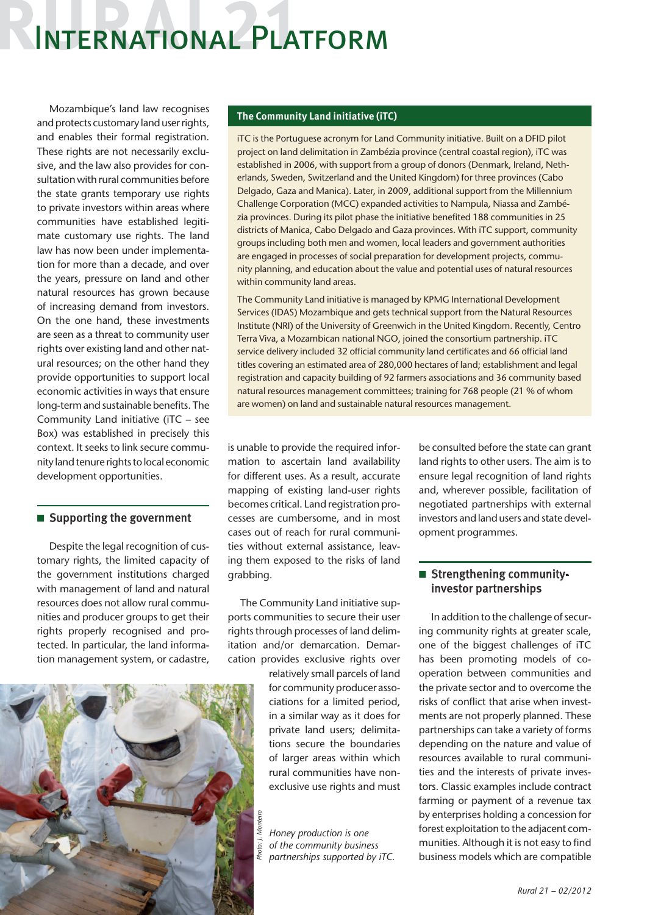# International Platform

Mozambique's land law recognises and protects customary land user rights, and enables their formal registration. These rights are not necessarily exclusive, and the law also provides for consultation with rural communities before the state grants temporary use rights to private investors within areas where communities have established legitimate customary use rights. The land law has now been under implementation for more than a decade, and over the years, pressure on land and other natural resources has grown because of increasing demand from investors. On the one hand, these investments are seen as a threat to community user rights over existing land and other natural resources; on the other hand they provide opportunities to support local economic activities in ways that ensure long-term and sustainable benefits. The Community Land initiative (iTC – see Box) was established in precisely this context. It seeks to link secure community land tenure rights to local economic development opportunities.

> **The Community Land initiative (iTC)**
>
> iTC is the Portuguese acronym for Land Community initiative. Built on a DFID pilot project on land delimitation in Zambézia province (central coastal region), iTC was established in 2006, with support from a group of donors (Denmark, Ireland, Netherlands, Sweden, Switzerland and the United Kingdom) for three provinces (Cabo Delgado, Gaza and Manica). Later, in 2009, additional support from the Millennium Challenge Corporation (MCC) expanded activities to Nampula, Niassa and Zambézia provinces. During its pilot phase the initiative benefited 188 communities in 25 districts of Manica, Cabo Delgado and Gaza provinces. With iTC support, community groups including both men and women, local leaders and government authorities are engaged in processes of social preparation for development projects, community planning, and education about the value and potential uses of natural resources within community land areas.
>
> The Community Land initiative is managed by KPMG International Development Services (IDAS) Mozambique and gets technical support from the Natural Resources Institute (NRI) of the University of Greenwich in the United Kingdom. Recently, Centro Terra Viva, a Mozambican national NGO, joined the consortium partnership. iTC service delivery included 32 official community land certificates and 66 official land titles covering an estimated area of 280,000 hectares of land; establishment and legal registration and capacity building of 92 farmers associations and 36 community based natural resources management committees; training for 768 people (21 % of whom are women) on land and sustainable natural resources management.

## Supporting the government

Despite the legal recognition of customary rights, the limited capacity of the government institutions charged with management of land and natural resources does not allow rural communities and producer groups to get their rights properly recognised and protected. In particular, the land information management system, or cadastre, is unable to provide the required information to ascertain land availability for different uses. As a result, accurate mapping of existing land-user rights becomes critical. Land registration processes are cumbersome, and in most cases out of reach for rural communities without external assistance, leaving them exposed to the risks of land grabbing.

The Community Land initiative supports communities to secure their user rights through processes of land delimitation and/or demarcation. Demarcation provides exclusive rights over relatively small parcels of land for community producer associations for a limited period, in a similar way as it does for private land users; delimitations secure the boundaries of larger areas within which rural communities have non-exclusive use rights and must be consulted before the state can grant land rights to other users. The aim is to ensure legal recognition of land rights and, wherever possible, facilitation of negotiated partnerships with external investors and land users and state development programmes.

*Honey production is one of the community business partnerships supported by iTC.*

*Photo: J. Monteiro*

## Strengthening community-investor partnerships

In addition to the challenge of securing community rights at greater scale, one of the biggest challenges of iTC has been promoting models of cooperation between communities and the private sector and to overcome the risks of conflict that arise when investments are not properly planned. These partnerships can take a variety of forms depending on the nature and value of resources available to rural communities and the interests of private investors. Classic examples include contract farming or payment of a revenue tax by enterprises holding a concession for forest exploitation to the adjacent communities. Although it is not easy to find business models which are compatible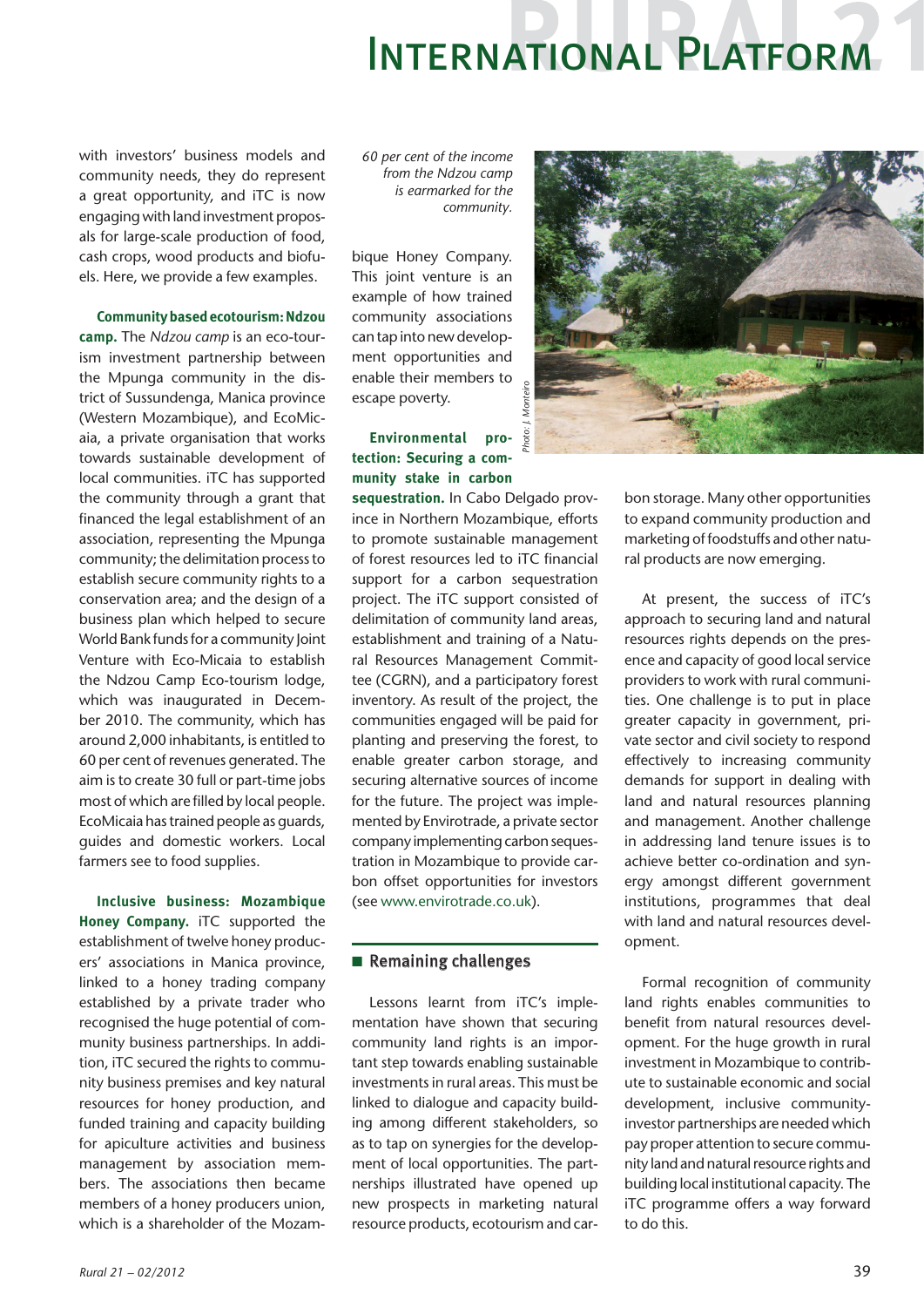with investors' business models and community needs, they do represent a great opportunity, and iTC is now engaging with land investment proposals for large-scale production of food, cash crops, wood products and biofuels. Here, we provide a few examples.

**Community based ecotourism: Ndzou camp.** The *Ndzou camp* is an eco-tourism investment partnership between the Mpunga community in the district of Sussundenga, Manica province (Western Mozambique), and EcoMicaia, a private organisation that works towards sustainable development of local communities. iTC has supported the community through a grant that financed the legal establishment of an association, representing the Mpunga community; the delimitation process to establish secure community rights to a conservation area; and the design of a business plan which helped to secure World Bank funds for a community Joint Venture with Eco-Micaia to establish the Ndzou Camp Eco-tourism lodge, which was inaugurated in December 2010. The community, which has around 2,000 inhabitants, is entitled to 60 per cent of revenues generated. The aim is to create 30 full or part-time jobs most of which are filled by local people. EcoMicaia has trained people as guards, guides and domestic workers. Local farmers see to food supplies.

**Inclusive business: Mozambique Honey Company.** iTC supported the establishment of twelve honey producers' associations in Manica province, linked to a honey trading company established by a private trader who recognised the huge potential of community business partnerships. In addition, iTC secured the rights to community business premises and key natural resources for honey production, and funded training and capacity building for apiculture activities and business management by association members. The associations then became members of a honey producers union, which is a shareholder of the Mozambique Honey Company. This joint venture is an example of how trained community associations can tap into new development opportunities and enable their members to escape poverty.

*60 per cent of the income from the Ndzou camp is earmarked for the community.*

*Photo: J. Monteiro*

**Environmental protection: Securing a community stake in carbon sequestration.** In Cabo Delgado province in Northern Mozambique, efforts to promote sustainable management of forest resources led to iTC financial support for a carbon sequestration project. The iTC support consisted of delimitation of community land areas, establishment and training of a Natural Resources Management Committee (CGRN), and a participatory forest inventory. As result of the project, the communities engaged will be paid for planting and preserving the forest, to enable greater carbon storage, and securing alternative sources of income for the future. The project was implemented by Envirotrade, a private sector company implementing carbon sequestration in Mozambique to provide carbon offset opportunities for investors (see www.envirotrade.co.uk).

## Remaining challenges

Lessons learnt from iTC's implementation have shown that securing community land rights is an important step towards enabling sustainable investments in rural areas. This must be linked to dialogue and capacity building among different stakeholders, so as to tap on synergies for the development of local opportunities. The partnerships illustrated have opened up new prospects in marketing natural resource products, ecotourism and carbon storage. Many other opportunities to expand community production and marketing of foodstuffs and other natural products are now emerging.

At present, the success of iTC's approach to securing land and natural resources rights depends on the presence and capacity of good local service providers to work with rural communities. One challenge is to put in place greater capacity in government, private sector and civil society to respond effectively to increasing community demands for support in dealing with land and natural resources planning and management. Another challenge in addressing land tenure issues is to achieve better co-ordination and synergy amongst different government institutions, programmes that deal with land and natural resources development.

Formal recognition of community land rights enables communities to benefit from natural resources development. For the huge growth in rural investment in Mozambique to contribute to sustainable economic and social development, inclusive community-investor partnerships are needed which pay proper attention to secure community land and natural resource rights and building local institutional capacity. The iTC programme offers a way forward to do this.